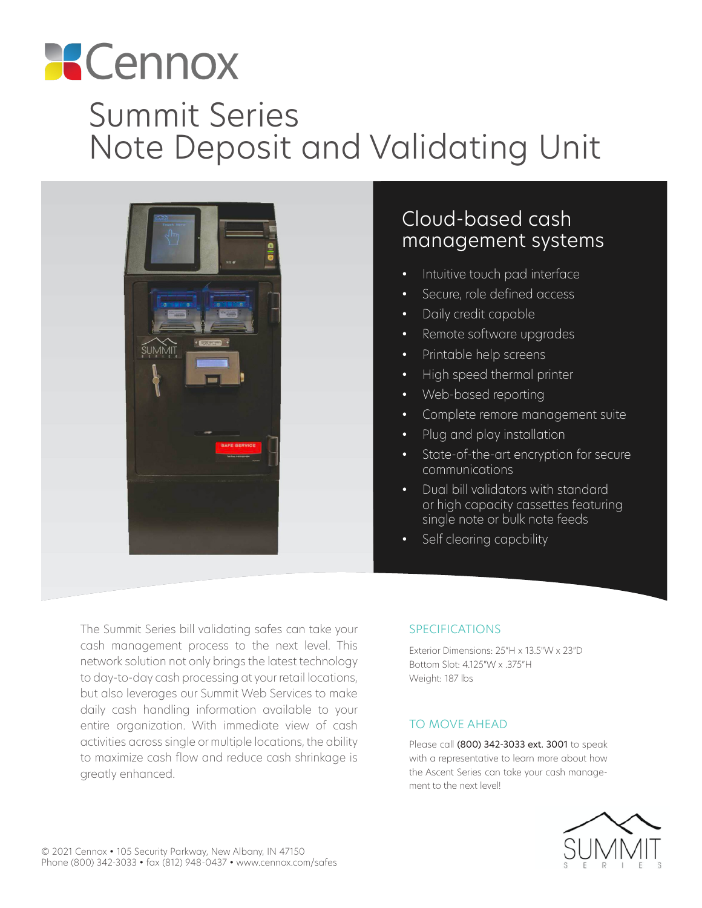# Cennox

# Summit Series
# Note Deposit and Validating Unit

## Cloud-based cash management systems

- Intuitive touch pad interface
- Secure, role defined access
- Daily credit capable
- Remote software upgrades
- Printable help screens
- High speed thermal printer
- Web-based reporting
- Complete remore management suite
- Plug and play installation
- State-of-the-art encryption for secure communications
- Dual bill validators with standard or high capacity cassettes featuring single note or bulk note feeds
- Self clearing capcbility

The Summit Series bill validating safes can take your cash management process to the next level. This network solution not only brings the latest technology to day-to-day cash processing at your retail locations, but also leverages our Summit Web Services to make daily cash handling information available to your entire organization. With immediate view of cash activities across single or multiple locations, the ability to maximize cash flow and reduce cash shrinkage is greatly enhanced.

### SPECIFICATIONS

Exterior Dimensions: 25"H x 13.5"W x 23"D
Bottom Slot: 4.125"W x .375"H
Weight: 187 lbs

### TO MOVE AHEAD

Please call **(800) 342-3033 ext. 3001** to speak with a representative to learn more about how the Ascent Series can take your cash management to the next level!

SUMMIT SERIES

© 2021 Cennox • 105 Security Parkway, New Albany, IN 47150
Phone (800) 342-3033 • fax (812) 948-0437 • www.cennox.com/safes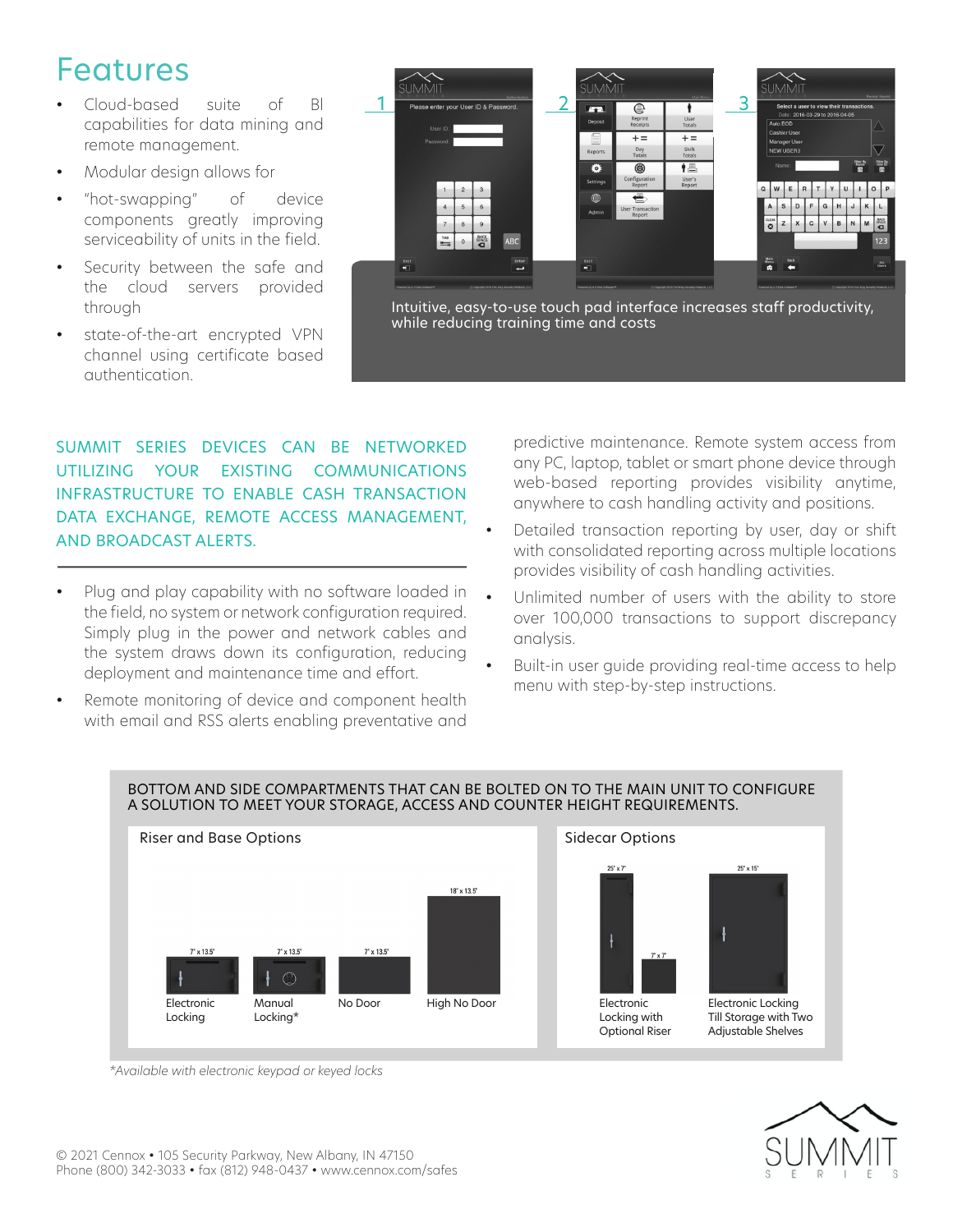# Features

- Cloud-based suite of BI capabilities for data mining and remote management.
- Modular design allows for
- "hot-swapping" of device components greatly improving serviceability of units in the field.
- Security between the safe and the cloud servers provided through
- state-of-the-art encrypted VPN channel using certificate based authentication.

Intuitive, easy-to-use touch pad interface increases staff productivity, while reducing training time and costs

SUMMIT SERIES DEVICES CAN BE NETWORKED UTILIZING YOUR EXISTING COMMUNICATIONS INFRASTRUCTURE TO ENABLE CASH TRANSACTION DATA EXCHANGE, REMOTE ACCESS MANAGEMENT, AND BROADCAST ALERTS.

- Plug and play capability with no software loaded in the field, no system or network configuration required. Simply plug in the power and network cables and the system draws down its configuration, reducing deployment and maintenance time and effort.
- Remote monitoring of device and component health with email and RSS alerts enabling preventative and predictive maintenance. Remote system access from any PC, laptop, tablet or smart phone device through web-based reporting provides visibility anytime, anywhere to cash handling activity and positions.
- Detailed transaction reporting by user, day or shift with consolidated reporting across multiple locations provides visibility of cash handling activities.
- Unlimited number of users with the ability to store over 100,000 transactions to support discrepancy analysis.
- Built-in user guide providing real-time access to help menu with step-by-step instructions.

BOTTOM AND SIDE COMPARTMENTS THAT CAN BE BOLTED ON TO THE MAIN UNIT TO CONFIGURE A SOLUTION TO MEET YOUR STORAGE, ACCESS AND COUNTER HEIGHT REQUIREMENTS.

**Riser and Base Options**

7" x 13.5" Electronic Locking

7" x 13.5" Manual Locking*

7" x 13.5" No Door

18" x 13.5" High No Door

**Sidecar Options**

25" x 7" / 7" x 7" Electronic Locking with Optional Riser

25" x 15" Electronic Locking Till Storage with Two Adjustable Shelves

*Available with electronic keypad or keyed locks*

© 2021 Cennox • 105 Security Parkway, New Albany, IN 47150
Phone (800) 342-3033 • fax (812) 948-0437 • www.cennox.com/safes

SUMMIT SERIES